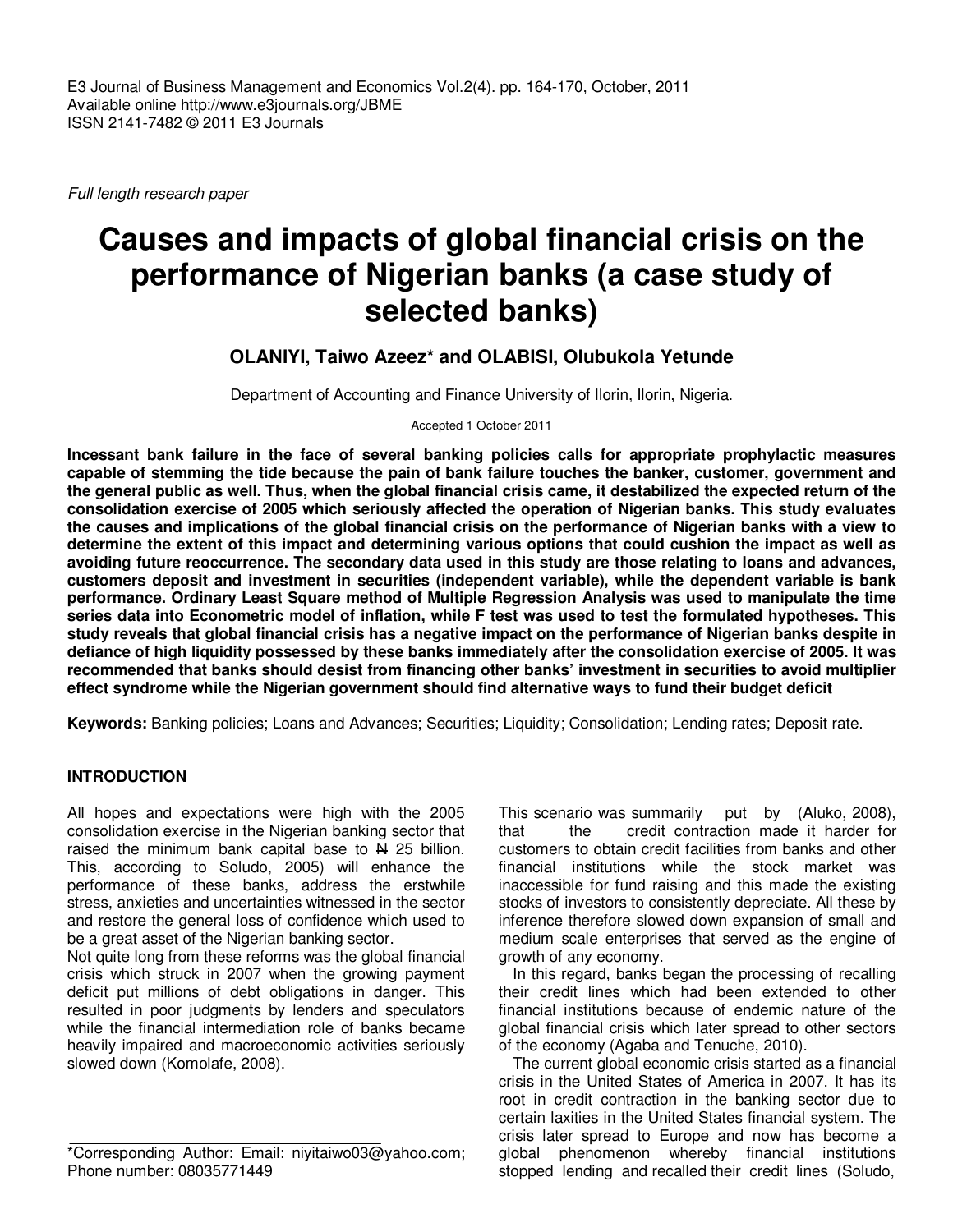E3 Journal of Business Management and Economics Vol.2(4). pp. 164-170, October, 2011
Available online http://www.e3journals.org/JBME
ISSN 2141-7482 © 2011 E3 Journals

*Full length research paper*

# Causes and impacts of global financial crisis on the performance of Nigerian banks (a case study of selected banks)

**OLANIYI, Taiwo Azeez\* and OLABISI, Olubukola Yetunde**

Department of Accounting and Finance University of Ilorin, Ilorin, Nigeria.

Accepted 1 October 2011

**Incessant bank failure in the face of several banking policies calls for appropriate prophylactic measures capable of stemming the tide because the pain of bank failure touches the banker, customer, government and the general public as well. Thus, when the global financial crisis came, it destabilized the expected return of the consolidation exercise of 2005 which seriously affected the operation of Nigerian banks. This study evaluates the causes and implications of the global financial crisis on the performance of Nigerian banks with a view to determine the extent of this impact and determining various options that could cushion the impact as well as avoiding future reoccurrence. The secondary data used in this study are those relating to loans and advances, customers deposit and investment in securities (independent variable), while the dependent variable is bank performance. Ordinary Least Square method of Multiple Regression Analysis was used to manipulate the time series data into Econometric model of inflation, while F test was used to test the formulated hypotheses. This study reveals that global financial crisis has a negative impact on the performance of Nigerian banks despite in defiance of high liquidity possessed by these banks immediately after the consolidation exercise of 2005. It was recommended that banks should desist from financing other banks' investment in securities to avoid multiplier effect syndrome while the Nigerian government should find alternative ways to fund their budget deficit**

**Keywords:** Banking policies; Loans and Advances; Securities; Liquidity; Consolidation; Lending rates; Deposit rate.

## INTRODUCTION

All hopes and expectations were high with the 2005 consolidation exercise in the Nigerian banking sector that raised the minimum bank capital base to ₦ 25 billion. This, according to Soludo, 2005) will enhance the performance of these banks, address the erstwhile stress, anxieties and uncertainties witnessed in the sector and restore the general loss of confidence which used to be a great asset of the Nigerian banking sector.

Not quite long from these reforms was the global financial crisis which struck in 2007 when the growing payment deficit put millions of debt obligations in danger. This resulted in poor judgments by lenders and speculators while the financial intermediation role of banks became heavily impaired and macroeconomic activities seriously slowed down (Komolafe, 2008).

This scenario was summarily put by (Aluko, 2008), that the credit contraction made it harder for customers to obtain credit facilities from banks and other financial institutions while the stock market was inaccessible for fund raising and this made the existing stocks of investors to consistently depreciate. All these by inference therefore slowed down expansion of small and medium scale enterprises that served as the engine of growth of any economy.

In this regard, banks began the processing of recalling their credit lines which had been extended to other financial institutions because of endemic nature of the global financial crisis which later spread to other sectors of the economy (Agaba and Tenuche, 2010).

The current global economic crisis started as a financial crisis in the United States of America in 2007. It has its root in credit contraction in the banking sector due to certain laxities in the United States financial system. The crisis later spread to Europe and now has become a global phenomenon whereby financial institutions stopped lending and recalled their credit lines (Soludo,

\*Corresponding Author: Email: niyitaiwo03@yahoo.com; Phone number: 08035771449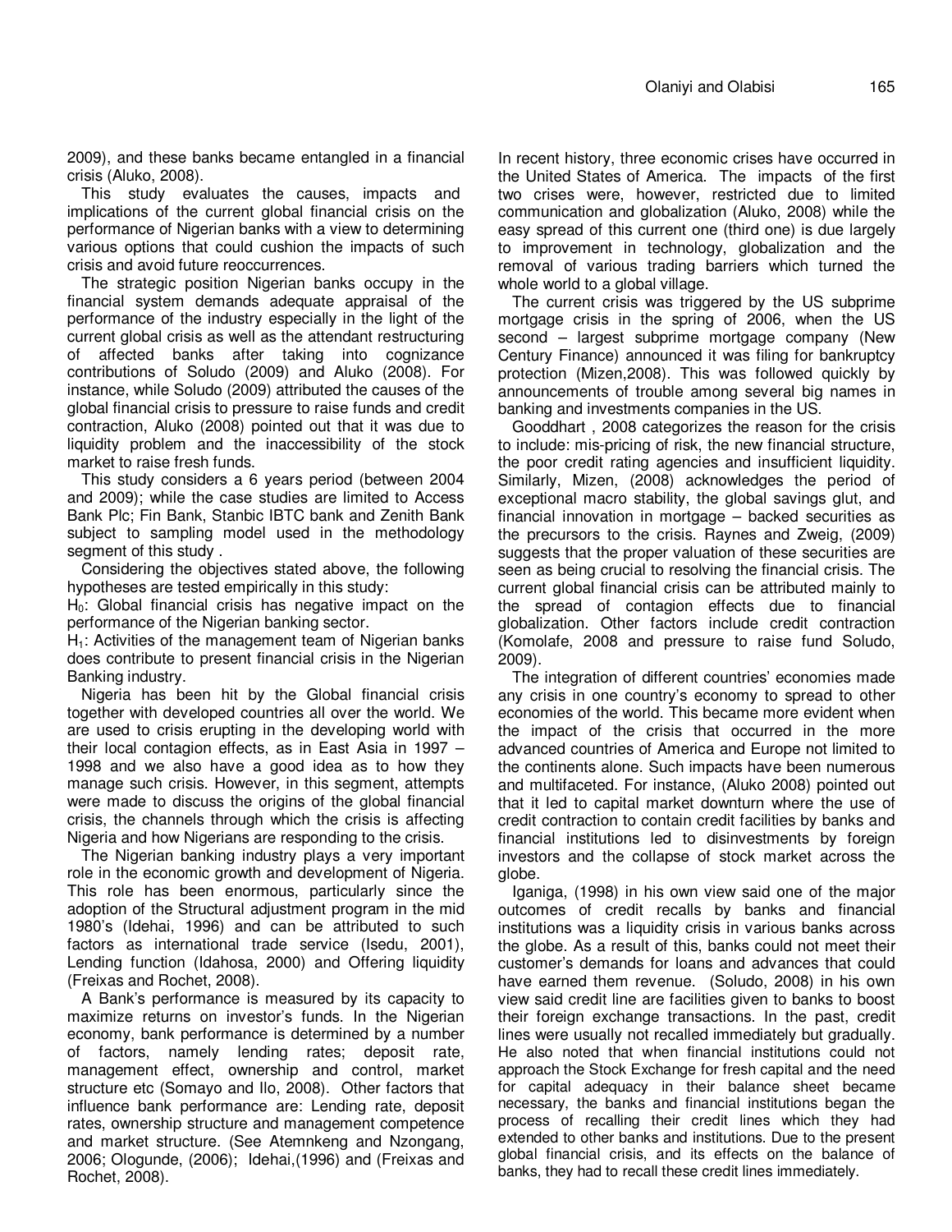2009), and these banks became entangled in a financial crisis (Aluko, 2008).

This study evaluates the causes, impacts and implications of the current global financial crisis on the performance of Nigerian banks with a view to determining various options that could cushion the impacts of such crisis and avoid future reoccurrences.

The strategic position Nigerian banks occupy in the financial system demands adequate appraisal of the performance of the industry especially in the light of the current global crisis as well as the attendant restructuring of affected banks after taking into cognizance contributions of Soludo (2009) and Aluko (2008). For instance, while Soludo (2009) attributed the causes of the global financial crisis to pressure to raise funds and credit contraction, Aluko (2008) pointed out that it was due to liquidity problem and the inaccessibility of the stock market to raise fresh funds.

This study considers a 6 years period (between 2004 and 2009); while the case studies are limited to Access Bank Plc; Fin Bank, Stanbic IBTC bank and Zenith Bank subject to sampling model used in the methodology segment of this study .

Considering the objectives stated above, the following hypotheses are tested empirically in this study:

$H_0$: Global financial crisis has negative impact on the performance of the Nigerian banking sector.

$H_1$: Activities of the management team of Nigerian banks does contribute to present financial crisis in the Nigerian Banking industry.

Nigeria has been hit by the Global financial crisis together with developed countries all over the world. We are used to crisis erupting in the developing world with their local contagion effects, as in East Asia in 1997 – 1998 and we also have a good idea as to how they manage such crisis. However, in this segment, attempts were made to discuss the origins of the global financial crisis, the channels through which the crisis is affecting Nigeria and how Nigerians are responding to the crisis.

The Nigerian banking industry plays a very important role in the economic growth and development of Nigeria. This role has been enormous, particularly since the adoption of the Structural adjustment program in the mid 1980's (Idehai, 1996) and can be attributed to such factors as international trade service (Isedu, 2001), Lending function (Idahosa, 2000) and Offering liquidity (Freixas and Rochet, 2008).

A Bank's performance is measured by its capacity to maximize returns on investor's funds. In the Nigerian economy, bank performance is determined by a number of factors, namely lending rates; deposit rate, management effect, ownership and control, market structure etc (Somayo and Ilo, 2008). Other factors that influence bank performance are: Lending rate, deposit rates, ownership structure and management competence and market structure. (See Atemnkeng and Nzongang, 2006; Ologunde, (2006); Idehai,(1996) and (Freixas and Rochet, 2008).

In recent history, three economic crises have occurred in the United States of America. The impacts of the first two crises were, however, restricted due to limited communication and globalization (Aluko, 2008) while the easy spread of this current one (third one) is due largely to improvement in technology, globalization and the removal of various trading barriers which turned the whole world to a global village.

The current crisis was triggered by the US subprime mortgage crisis in the spring of 2006, when the US second – largest subprime mortgage company (New Century Finance) announced it was filing for bankruptcy protection (Mizen,2008). This was followed quickly by announcements of trouble among several big names in banking and investments companies in the US.

Gooddhart , 2008 categorizes the reason for the crisis to include: mis-pricing of risk, the new financial structure, the poor credit rating agencies and insufficient liquidity. Similarly, Mizen, (2008) acknowledges the period of exceptional macro stability, the global savings glut, and financial innovation in mortgage – backed securities as the precursors to the crisis. Raynes and Zweig, (2009) suggests that the proper valuation of these securities are seen as being crucial to resolving the financial crisis. The current global financial crisis can be attributed mainly to the spread of contagion effects due to financial globalization. Other factors include credit contraction (Komolafe, 2008 and pressure to raise fund Soludo, 2009).

The integration of different countries' economies made any crisis in one country's economy to spread to other economies of the world. This became more evident when the impact of the crisis that occurred in the more advanced countries of America and Europe not limited to the continents alone. Such impacts have been numerous and multifaceted. For instance, (Aluko 2008) pointed out that it led to capital market downturn where the use of credit contraction to contain credit facilities by banks and financial institutions led to disinvestments by foreign investors and the collapse of stock market across the globe.

Iganiga, (1998) in his own view said one of the major outcomes of credit recalls by banks and financial institutions was a liquidity crisis in various banks across the globe. As a result of this, banks could not meet their customer's demands for loans and advances that could have earned them revenue. (Soludo, 2008) in his own view said credit line are facilities given to banks to boost their foreign exchange transactions. In the past, credit lines were usually not recalled immediately but gradually. He also noted that when financial institutions could not approach the Stock Exchange for fresh capital and the need for capital adequacy in their balance sheet became necessary, the banks and financial institutions began the process of recalling their credit lines which they had extended to other banks and institutions. Due to the present global financial crisis, and its effects on the balance of banks, they had to recall these credit lines immediately.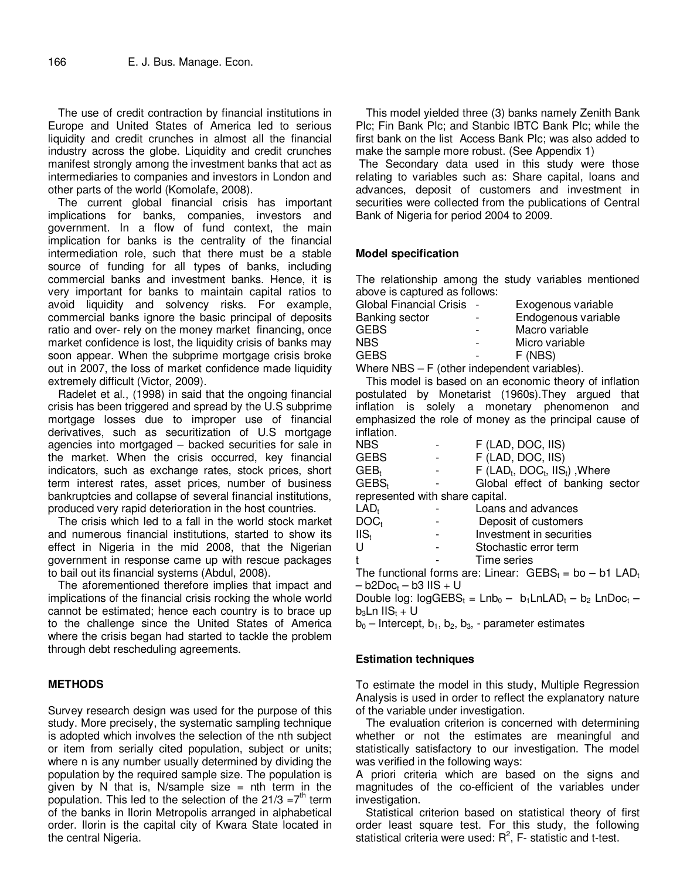The use of credit contraction by financial institutions in Europe and United States of America led to serious liquidity and credit crunches in almost all the financial industry across the globe. Liquidity and credit crunches manifest strongly among the investment banks that act as intermediaries to companies and investors in London and other parts of the world (Komolafe, 2008).

The current global financial crisis has important implications for banks, companies, investors and government. In a flow of fund context, the main implication for banks is the centrality of the financial intermediation role, such that there must be a stable source of funding for all types of banks, including commercial banks and investment banks. Hence, it is very important for banks to maintain capital ratios to avoid liquidity and solvency risks. For example, commercial banks ignore the basic principal of deposits ratio and over- rely on the money market financing, once market confidence is lost, the liquidity crisis of banks may soon appear. When the subprime mortgage crisis broke out in 2007, the loss of market confidence made liquidity extremely difficult (Victor, 2009).

Radelet et al., (1998) in said that the ongoing financial crisis has been triggered and spread by the U.S subprime mortgage losses due to improper use of financial derivatives, such as securitization of U.S mortgage agencies into mortgaged – backed securities for sale in the market. When the crisis occurred, key financial indicators, such as exchange rates, stock prices, short term interest rates, asset prices, number of business bankruptcies and collapse of several financial institutions, produced very rapid deterioration in the host countries.

The crisis which led to a fall in the world stock market and numerous financial institutions, started to show its effect in Nigeria in the mid 2008, that the Nigerian government in response came up with rescue packages to bail out its financial systems (Abdul, 2008).

The aforementioned therefore implies that impact and implications of the financial crisis rocking the whole world cannot be estimated; hence each country is to brace up to the challenge since the United States of America where the crisis began had started to tackle the problem through debt rescheduling agreements.

## METHODS

Survey research design was used for the purpose of this study. More precisely, the systematic sampling technique is adopted which involves the selection of the nth subject or item from serially cited population, subject or units; where n is any number usually determined by dividing the population by the required sample size. The population is given by N that is, N/sample size = nth term in the population. This led to the selection of the $21/3 = 7^{th}$ term of the banks in Ilorin Metropolis arranged in alphabetical order. Ilorin is the capital city of Kwara State located in the central Nigeria.

This model yielded three (3) banks namely Zenith Bank Plc; Fin Bank Plc; and Stanbic IBTC Bank Plc; while the first bank on the list Access Bank Plc; was also added to make the sample more robust. (See Appendix 1)

The Secondary data used in this study were those relating to variables such as: Share capital, loans and advances, deposit of customers and investment in securities were collected from the publications of Central Bank of Nigeria for period 2004 to 2009.

### Model specification

The relationship among the study variables mentioned above is captured as follows:

Global Financial Crisis - Exogenous variable
Banking sector - Endogenous variable
GEBS - Macro variable
NBS - Micro variable
GEBS - F (NBS)

Where NBS – F (other independent variables).

This model is based on an economic theory of inflation postulated by Monetarist (1960s).They argued that inflation is solely a monetary phenomenon and emphasized the role of money as the principal cause of inflation.

NBS - F (LAD, DOC, IIS)
GEBS - F (LAD, DOC, IIS)
$GEB_t$ - F ($LAD_t$, $DOC_t$, $IIS_t$) ,Where
$GEBS_t$ - Global effect of banking sector represented with share capital.
$LAD_t$ - Loans and advances
$DOC_t$ - Deposit of customers
$IIS_t$ - Investment in securities
U - Stochastic error term
t - Time series

The functional forms are: Linear: $GEBS_t = bo - b1\ LAD_t - b2Doc_t - b3\ IIS + U$

Double log: $\log GEBS_t = Lnb_0 - b_1 LnLAD_t - b_2\ LnDoc_t - b_3 Ln\ IIS_t + U$

$b_0$ – Intercept, $b_1$, $b_2$, $b_3$, - parameter estimates

### Estimation techniques

To estimate the model in this study, Multiple Regression Analysis is used in order to reflect the explanatory nature of the variable under investigation.

The evaluation criterion is concerned with determining whether or not the estimates are meaningful and statistically satisfactory to our investigation. The model was verified in the following ways:

A priori criteria which are based on the signs and magnitudes of the co-efficient of the variables under investigation.

Statistical criterion based on statistical theory of first order least square test. For this study, the following statistical criteria were used: $R^2$, F- statistic and t-test.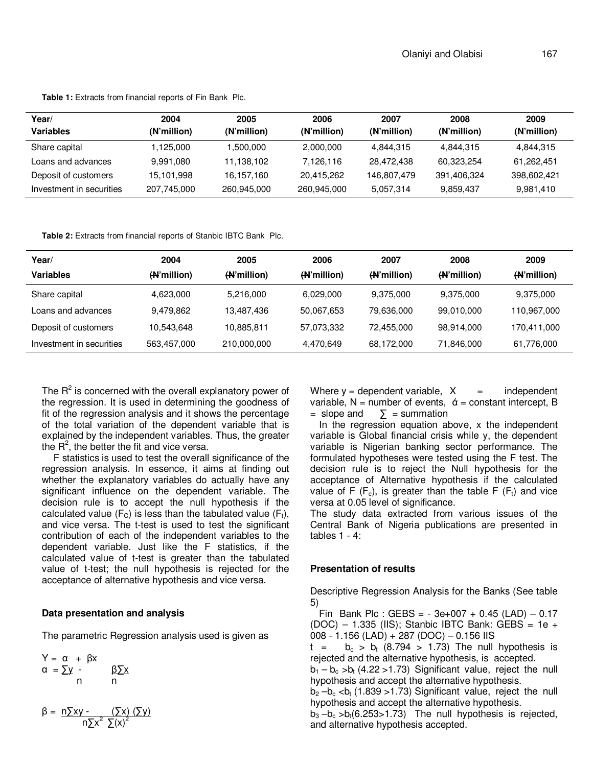**Table 1:** Extracts from financial reports of Fin Bank Plc.

| Year/ Variables | 2004 (₦'million) | 2005 (₦'million) | 2006 (₦'million) | 2007 (₦'million) | 2008 (₦'million) | 2009 (₦'million) |
|---|---|---|---|---|---|---|
| Share capital | 1,125,000 | 1,500,000 | 2,000,000 | 4,844,315 | 4,844,315 | 4,844,315 |
| Loans and advances | 9,991,080 | 11,138,102 | 7,126,116 | 28,472,438 | 60,323,254 | 61,262,451 |
| Deposit of customers | 15,101,998 | 16,157,160 | 20,415,262 | 146,807,479 | 391,406,324 | 398,602,421 |
| Investment in securities | 207,745,000 | 260,945,000 | 260,945,000 | 5,057,314 | 9,859,437 | 9,981,410 |

**Table 2:** Extracts from financial reports of Stanbic IBTC Bank Plc.

| Year/ Variables | 2004 (₦'million) | 2005 (₦'million) | 2006 (₦'million) | 2007 (₦'million) | 2008 (₦'million) | 2009 (₦'million) |
|---|---|---|---|---|---|---|
| Share capital | 4,623,000 | 5,216,000 | 6,029,000 | 9,375,000 | 9,375,000 | 9,375,000 |
| Loans and advances | 9,479,862 | 13,487,436 | 50,067,653 | 79,636,000 | 99,010,000 | 110,967,000 |
| Deposit of customers | 10,543,648 | 10,885,811 | 57,073,332 | 72,455,000 | 98,914,000 | 170,411,000 |
| Investment in securities | 563,457,000 | 210,000,000 | 4,470,649 | 68,172,000 | 71,846,000 | 61,776,000 |

The $R^2$ is concerned with the overall explanatory power of the regression. It is used in determining the goodness of fit of the regression analysis and it shows the percentage of the total variation of the dependent variable that is explained by the independent variables. Thus, the greater the $R^2$, the better the fit and vice versa.

F statistics is used to test the overall significance of the regression analysis. In essence, it aims at finding out whether the explanatory variables do actually have any significant influence on the dependent variable. The decision rule is to accept the null hypothesis if the calculated value ($F_C$) is less than the tabulated value ($F_t$), and vice versa. The t-test is used to test the significant contribution of each of the independent variables to the dependent variable. Just like the F statistics, if the calculated value of t-test is greater than the tabulated value of t-test; the null hypothesis is rejected for the acceptance of alternative hypothesis and vice versa.

### Data presentation and analysis

The parametric Regression analysis used is given as

$$Y = \alpha + \beta x$$

$$\alpha = \frac{\sum y}{n} - \frac{\beta \sum x}{n}$$

$$\beta = \frac{n\sum xy - (\sum x)(\sum y)}{n\sum x^2 \; \sum(x)^2}$$

Where y = dependent variable, X = independent variable, N = number of events, ά = constant intercept, B = slope and ∑ = summation

In the regression equation above, x the independent variable is Global financial crisis while y, the dependent variable is Nigerian banking sector performance. The formulated hypotheses were tested using the F test. The decision rule is to reject the Null hypothesis for the acceptance of Alternative hypothesis if the calculated value of F ($F_c$), is greater than the table F ($F_t$) and vice versa at 0.05 level of significance.

The study data extracted from various issues of the Central Bank of Nigeria publications are presented in tables 1 - 4:

### Presentation of results

Descriptive Regression Analysis for the Banks (See table 5)

Fin Bank Plc : GEBS = - 3e+007 + 0.45 (LAD) – 0.17 (DOC) – 1.335 (IIS); Stanbic IBTC Bank: GEBS = 1e + 008 - 1.156 (LAD) + 287 (DOC) – 0.156 IIS

$t = b_c > b_t$ (8.794 > 1.73) The null hypothesis is rejected and the alternative hypothesis, is accepted.

$b_1 - b_c > b_t$ (4.22 >1.73) Significant value, reject the null hypothesis and accept the alternative hypothesis.

$b_2 - b_c < b_t$ (1.839 >1.73) Significant value, reject the null hypothesis and accept the alternative hypothesis.

$b_3 - b_c > b_t$ (6.253>1.73) The null hypothesis is rejected, and alternative hypothesis accepted.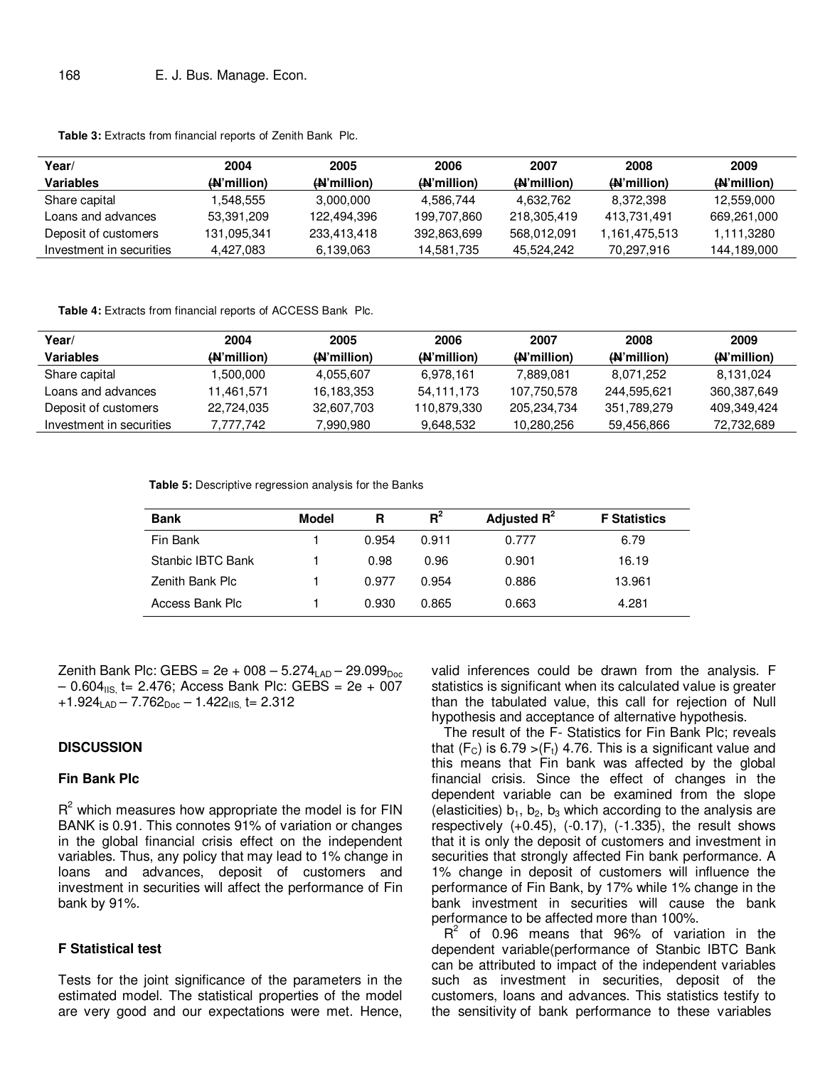**Table 3:** Extracts from financial reports of Zenith Bank Plc.

| Year/ Variables | 2004 (₦'million) | 2005 (₦'million) | 2006 (₦'million) | 2007 (₦'million) | 2008 (₦'million) | 2009 (₦'million) |
|---|---|---|---|---|---|---|
| Share capital | 1,548,555 | 3,000,000 | 4,586,744 | 4,632,762 | 8,372,398 | 12,559,000 |
| Loans and advances | 53,391,209 | 122,494,396 | 199,707,860 | 218,305,419 | 413,731,491 | 669,261,000 |
| Deposit of customers | 131,095,341 | 233,413,418 | 392,863,699 | 568,012,091 | 1,161,475,513 | 1,111,3280 |
| Investment in securities | 4,427,083 | 6,139,063 | 14,581,735 | 45,524,242 | 70,297,916 | 144,189,000 |

**Table 4:** Extracts from financial reports of ACCESS Bank Plc.

| Year/ Variables | 2004 (₦'million) | 2005 (₦'million) | 2006 (₦'million) | 2007 (₦'million) | 2008 (₦'million) | 2009 (₦'million) |
|---|---|---|---|---|---|---|
| Share capital | 1,500,000 | 4,055,607 | 6,978,161 | 7,889,081 | 8,071,252 | 8,131,024 |
| Loans and advances | 11,461,571 | 16,183,353 | 54,111,173 | 107,750,578 | 244,595,621 | 360,387,649 |
| Deposit of customers | 22,724,035 | 32,607,703 | 110,879,330 | 205,234,734 | 351,789,279 | 409,349,424 |
| Investment in securities | 7,777,742 | 7,990,980 | 9,648,532 | 10,280,256 | 59,456,866 | 72,732,689 |

**Table 5:** Descriptive regression analysis for the Banks

| Bank | Model | R | $R^2$ | Adjusted $R^2$ | F Statistics |
|---|---|---|---|---|---|
| Fin Bank | 1 | 0.954 | 0.911 | 0.777 | 6.79 |
| Stanbic IBTC Bank | 1 | 0.98 | 0.96 | 0.901 | 16.19 |
| Zenith Bank Plc | 1 | 0.977 | 0.954 | 0.886 | 13.961 |
| Access Bank Plc | 1 | 0.930 | 0.865 | 0.663 | 4.281 |

Zenith Bank Plc: GEBS = 2e + 008 – $5.274_{LAD}$ – $29.099_{Doc}$ – $0.604_{IIS,}$ t= 2.476; Access Bank Plc: GEBS = 2e + 007 +$1.924_{LAD}$ – $7.762_{Doc}$ – $1.422_{IIS,}$ t= 2.312

## DISCUSSION

### Fin Bank Plc

$R^2$ which measures how appropriate the model is for FIN BANK is 0.91. This connotes 91% of variation or changes in the global financial crisis effect on the independent variables. Thus, any policy that may lead to 1% change in loans and advances, deposit of customers and investment in securities will affect the performance of Fin bank by 91%.

### F Statistical test

Tests for the joint significance of the parameters in the estimated model. The statistical properties of the model are very good and our expectations were met. Hence, valid inferences could be drawn from the analysis. F statistics is significant when its calculated value is greater than the tabulated value, this call for rejection of Null hypothesis and acceptance of alternative hypothesis.

The result of the F- Statistics for Fin Bank Plc; reveals that ($F_C$) is 6.79 >($F_t$) 4.76. This is a significant value and this means that Fin bank was affected by the global financial crisis. Since the effect of changes in the dependent variable can be examined from the slope (elasticities) $b_1$, $b_2$, $b_3$ which according to the analysis are respectively (+0.45), (-0.17), (-1.335), the result shows that it is only the deposit of customers and investment in securities that strongly affected Fin bank performance. A 1% change in deposit of customers will influence the performance of Fin Bank, by 17% while 1% change in the bank investment in securities will cause the bank performance to be affected more than 100%.

$R^2$ of 0.96 means that 96% of variation in the dependent variable(performance of Stanbic IBTC Bank can be attributed to impact of the independent variables such as investment in securities, deposit of the customers, loans and advances. This statistics testify to the sensitivity of bank performance to these variables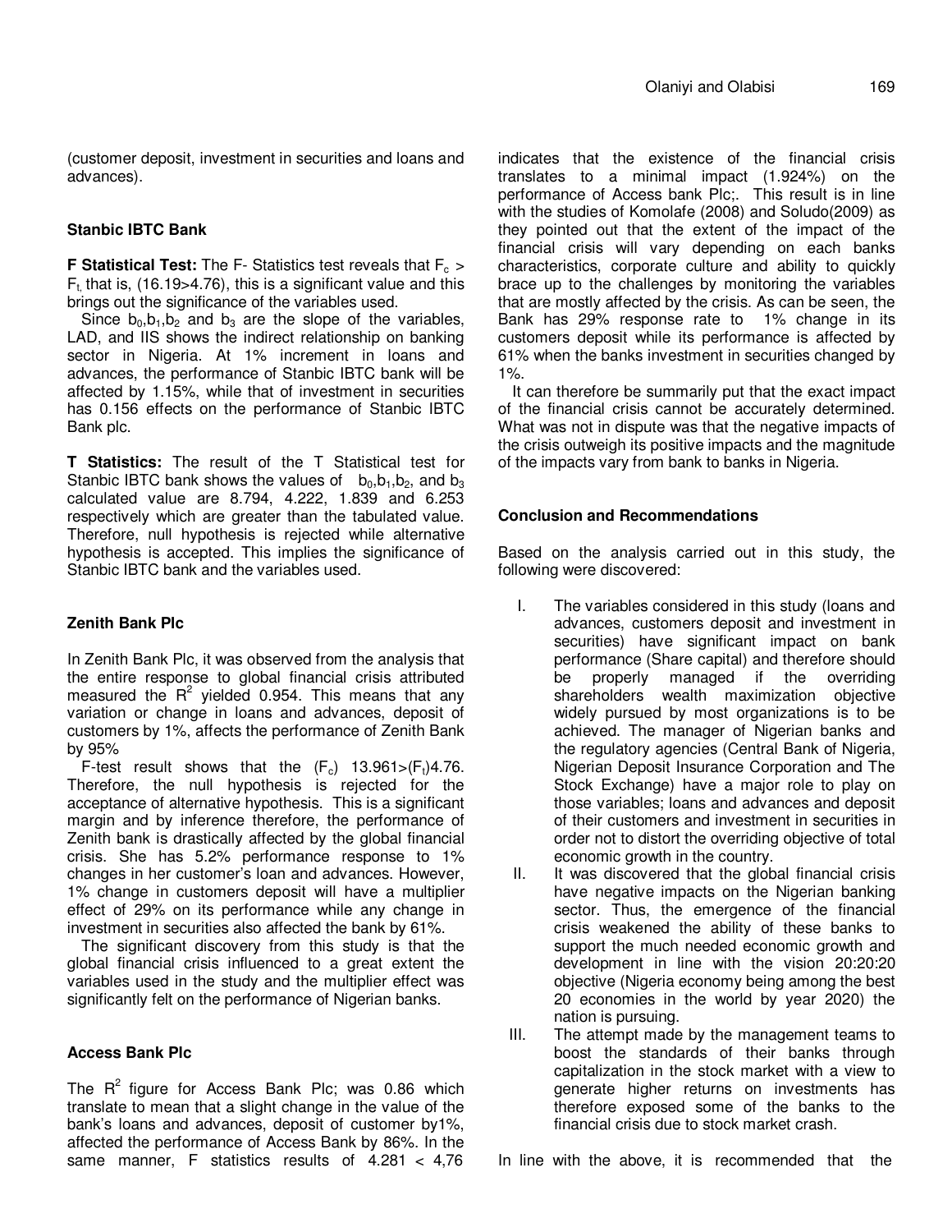(customer deposit, investment in securities and loans and advances).

### Stanbic IBTC Bank

**F Statistical Test:** The F- Statistics test reveals that $F_c > F_t$, that is, (16.19>4.76), this is a significant value and this brings out the significance of the variables used.

Since $b_0$,$b_1$,$b_2$ and $b_3$ are the slope of the variables, LAD, and IIS shows the indirect relationship on banking sector in Nigeria. At 1% increment in loans and advances, the performance of Stanbic IBTC bank will be affected by 1.15%, while that of investment in securities has 0.156 effects on the performance of Stanbic IBTC Bank plc.

**T Statistics:** The result of the T Statistical test for Stanbic IBTC bank shows the values of $b_0$,$b_1$,$b_2$, and $b_3$ calculated value are 8.794, 4.222, 1.839 and 6.253 respectively which are greater than the tabulated value. Therefore, null hypothesis is rejected while alternative hypothesis is accepted. This implies the significance of Stanbic IBTC bank and the variables used.

### Zenith Bank Plc

In Zenith Bank Plc, it was observed from the analysis that the entire response to global financial crisis attributed measured the $R^2$ yielded 0.954. This means that any variation or change in loans and advances, deposit of customers by 1%, affects the performance of Zenith Bank by 95%

F-test result shows that the $(F_c)$ 13.961>$(F_t)$4.76. Therefore, the null hypothesis is rejected for the acceptance of alternative hypothesis. This is a significant margin and by inference therefore, the performance of Zenith bank is drastically affected by the global financial crisis. She has 5.2% performance response to 1% changes in her customer's loan and advances. However, 1% change in customers deposit will have a multiplier effect of 29% on its performance while any change in investment in securities also affected the bank by 61%.

The significant discovery from this study is that the global financial crisis influenced to a great extent the variables used in the study and the multiplier effect was significantly felt on the performance of Nigerian banks.

### Access Bank Plc

The $R^2$ figure for Access Bank Plc; was 0.86 which translate to mean that a slight change in the value of the bank's loans and advances, deposit of customer by1%, affected the performance of Access Bank by 86%. In the same manner, F statistics results of 4.281 < 4,76 indicates that the existence of the financial crisis translates to a minimal impact (1.924%) on the performance of Access bank Plc;. This result is in line with the studies of Komolafe (2008) and Soludo(2009) as they pointed out that the extent of the impact of the financial crisis will vary depending on each banks characteristics, corporate culture and ability to quickly brace up to the challenges by monitoring the variables that are mostly affected by the crisis. As can be seen, the Bank has 29% response rate to 1% change in its customers deposit while its performance is affected by 61% when the banks investment in securities changed by 1%.

It can therefore be summarily put that the exact impact of the financial crisis cannot be accurately determined. What was not in dispute was that the negative impacts of the crisis outweigh its positive impacts and the magnitude of the impacts vary from bank to banks in Nigeria.

## Conclusion and Recommendations

Based on the analysis carried out in this study, the following were discovered:

I. The variables considered in this study (loans and advances, customers deposit and investment in securities) have significant impact on bank performance (Share capital) and therefore should be properly managed if the overriding shareholders wealth maximization objective widely pursued by most organizations is to be achieved. The manager of Nigerian banks and the regulatory agencies (Central Bank of Nigeria, Nigerian Deposit Insurance Corporation and The Stock Exchange) have a major role to play on those variables; loans and advances and deposit of their customers and investment in securities in order not to distort the overriding objective of total economic growth in the country.

II. It was discovered that the global financial crisis have negative impacts on the Nigerian banking sector. Thus, the emergence of the financial crisis weakened the ability of these banks to support the much needed economic growth and development in line with the vision 20:20:20 objective (Nigeria economy being among the best 20 economies in the world by year 2020) the nation is pursuing.

III. The attempt made by the management teams to boost the standards of their banks through capitalization in the stock market with a view to generate higher returns on investments has therefore exposed some of the banks to the financial crisis due to stock market crash.

In line with the above, it is recommended that the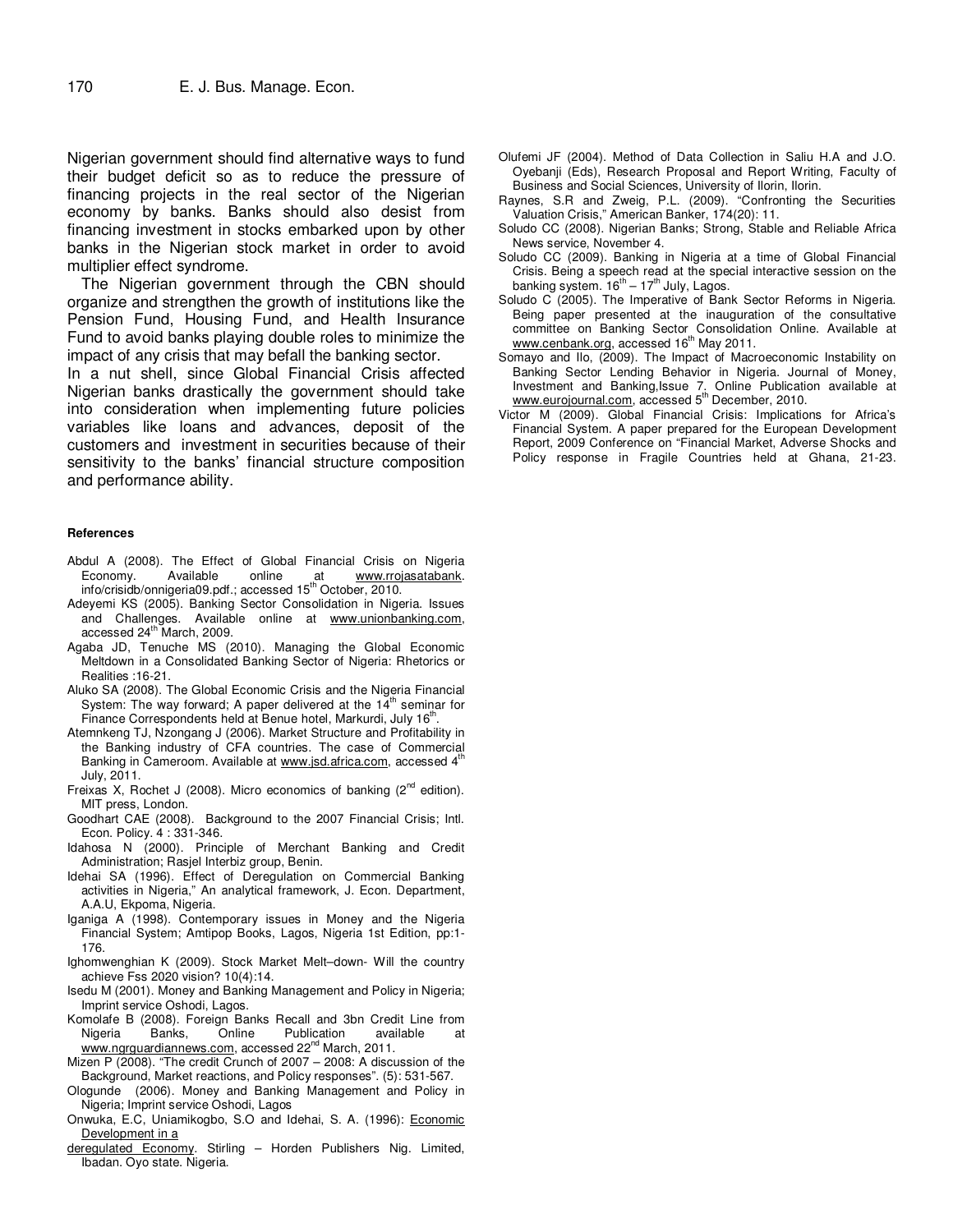Nigerian government should find alternative ways to fund their budget deficit so as to reduce the pressure of financing projects in the real sector of the Nigerian economy by banks. Banks should also desist from financing investment in stocks embarked upon by other banks in the Nigerian stock market in order to avoid multiplier effect syndrome.

The Nigerian government through the CBN should organize and strengthen the growth of institutions like the Pension Fund, Housing Fund, and Health Insurance Fund to avoid banks playing double roles to minimize the impact of any crisis that may befall the banking sector.

In a nut shell, since Global Financial Crisis affected Nigerian banks drastically the government should take into consideration when implementing future policies variables like loans and advances, deposit of the customers and investment in securities because of their sensitivity to the banks' financial structure composition and performance ability.

#### References

Abdul A (2008). The Effect of Global Financial Crisis on Nigeria Economy. Available online at www.rrojasatabank.info/crisidb/onnigeria09.pdf.; accessed 15th October, 2010.

Adeyemi KS (2005). Banking Sector Consolidation in Nigeria. Issues and Challenges. Available online at www.unionbanking.com, accessed 24th March, 2009.

Agaba JD, Tenuche MS (2010). Managing the Global Economic Meltdown in a Consolidated Banking Sector of Nigeria: Rhetorics or Realities :16-21.

Aluko SA (2008). The Global Economic Crisis and the Nigeria Financial System: The way forward; A paper delivered at the 14th seminar for Finance Correspondents held at Benue hotel, Markurdi, July 16th.

Atemnkeng TJ, Nzongang J (2006). Market Structure and Profitability in the Banking industry of CFA countries. The case of Commercial Banking in Cameroom. Available at www.jsd.africa.com, accessed 4th July, 2011.

Freixas X, Rochet J (2008). Micro economics of banking (2nd edition). MIT press, London.

Goodhart CAE (2008). Background to the 2007 Financial Crisis; Intl. Econ. Policy. 4 : 331-346.

Idahosa N (2000). Principle of Merchant Banking and Credit Administration; Rasjel Interbiz group, Benin.

Idehai SA (1996). Effect of Deregulation on Commercial Banking activities in Nigeria," An analytical framework, J. Econ. Department, A.A.U, Ekpoma, Nigeria.

Iganiga A (1998). Contemporary issues in Money and the Nigeria Financial System; Amtipop Books, Lagos, Nigeria 1st Edition, pp:1-176.

Ighomwenghian K (2009). Stock Market Melt–down- Will the country achieve Fss 2020 vision? 10(4):14.

Isedu M (2001). Money and Banking Management and Policy in Nigeria; Imprint service Oshodi, Lagos.

Komolafe B (2008). Foreign Banks Recall and 3bn Credit Line from Nigeria Banks, Online Publication available at www.ngrguardiannews.com, accessed 22nd March, 2011.

Mizen P (2008). "The credit Crunch of 2007 – 2008: A discussion of the Background, Market reactions, and Policy responses". (5): 531-567.

Ologunde (2006). Money and Banking Management and Policy in Nigeria; Imprint service Oshodi, Lagos

Onwuka, E.C, Uniamikogbo, S.O and Idehai, S. A. (1996): Economic Development in a deregulated Economy. Stirling – Horden Publishers Nig. Limited, Ibadan. Oyo state. Nigeria.

Olufemi JF (2004). Method of Data Collection in Saliu H.A and J.O. Oyebanji (Eds), Research Proposal and Report Writing, Faculty of Business and Social Sciences, University of Ilorin, Ilorin.

Raynes, S.R and Zweig, P.L. (2009). "Confronting the Securities Valuation Crisis," American Banker, 174(20): 11.

Soludo CC (2008). Nigerian Banks; Strong, Stable and Reliable Africa News service, November 4.

Soludo CC (2009). Banking in Nigeria at a time of Global Financial Crisis. Being a speech read at the special interactive session on the banking system. 16th – 17th July, Lagos.

Soludo C (2005). The Imperative of Bank Sector Reforms in Nigeria. Being paper presented at the inauguration of the consultative committee on Banking Sector Consolidation Online. Available at www.cenbank.org, accessed 16th May 2011.

Somayo and Ilo, (2009). The Impact of Macroeconomic Instability on Banking Sector Lending Behavior in Nigeria. Journal of Money, Investment and Banking,Issue 7. Online Publication available at www.eurojournal.com, accessed 5th December, 2010.

Victor M (2009). Global Financial Crisis: Implications for Africa's Financial System. A paper prepared for the European Development Report, 2009 Conference on "Financial Market, Adverse Shocks and Policy response in Fragile Countries held at Ghana, 21-23.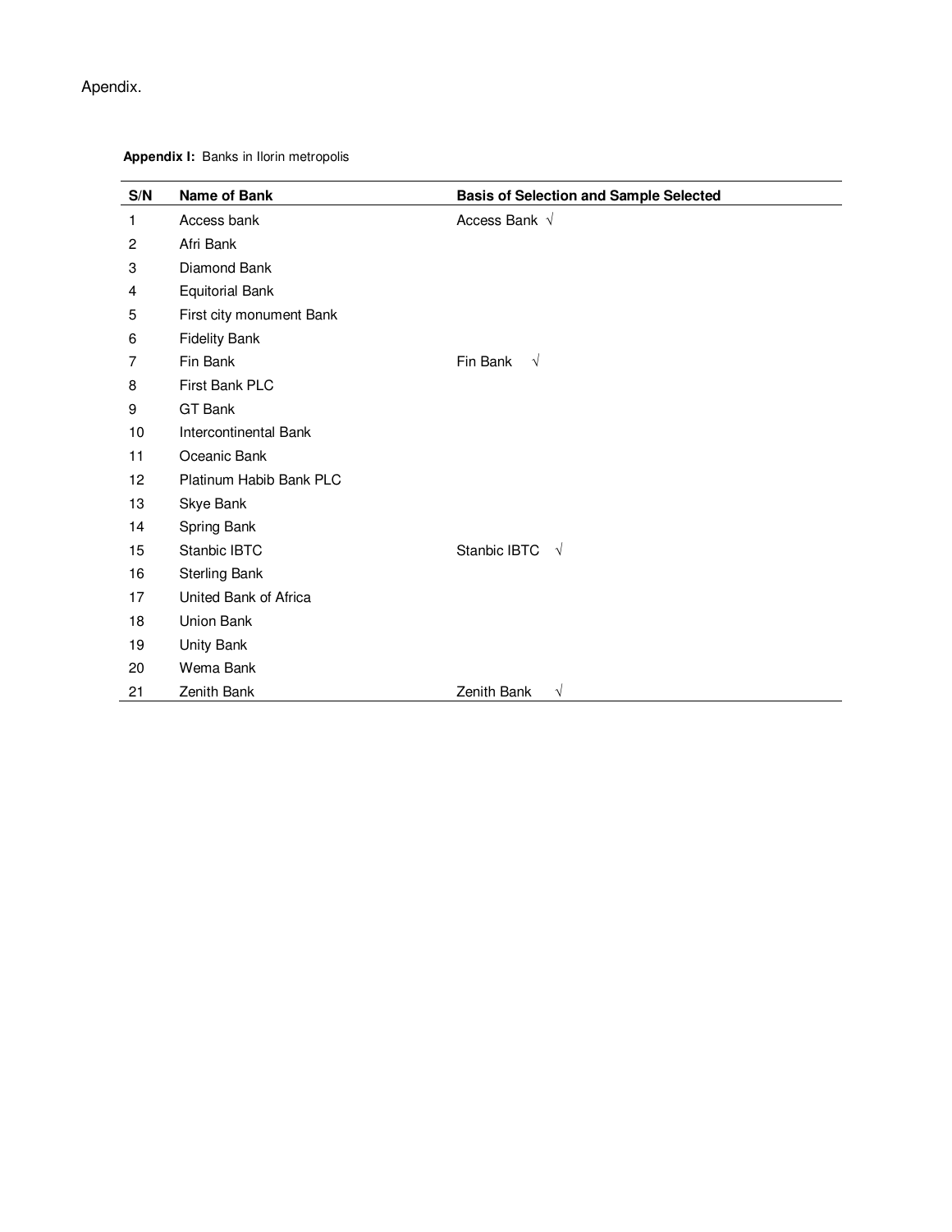Apendix.

**Appendix I:** Banks in Ilorin metropolis

| S/N | Name of Bank | Basis of Selection and Sample Selected |
|---|---|---|
| 1 | Access bank | Access Bank √ |
| 2 | Afri Bank | |
| 3 | Diamond Bank | |
| 4 | Equitorial Bank | |
| 5 | First city monument Bank | |
| 6 | Fidelity Bank | |
| 7 | Fin Bank | Fin Bank √ |
| 8 | First Bank PLC | |
| 9 | GT Bank | |
| 10 | Intercontinental Bank | |
| 11 | Oceanic Bank | |
| 12 | Platinum Habib Bank PLC | |
| 13 | Skye Bank | |
| 14 | Spring Bank | |
| 15 | Stanbic IBTC | Stanbic IBTC √ |
| 16 | Sterling Bank | |
| 17 | United Bank of Africa | |
| 18 | Union Bank | |
| 19 | Unity Bank | |
| 20 | Wema Bank | |
| 21 | Zenith Bank | Zenith Bank √ |